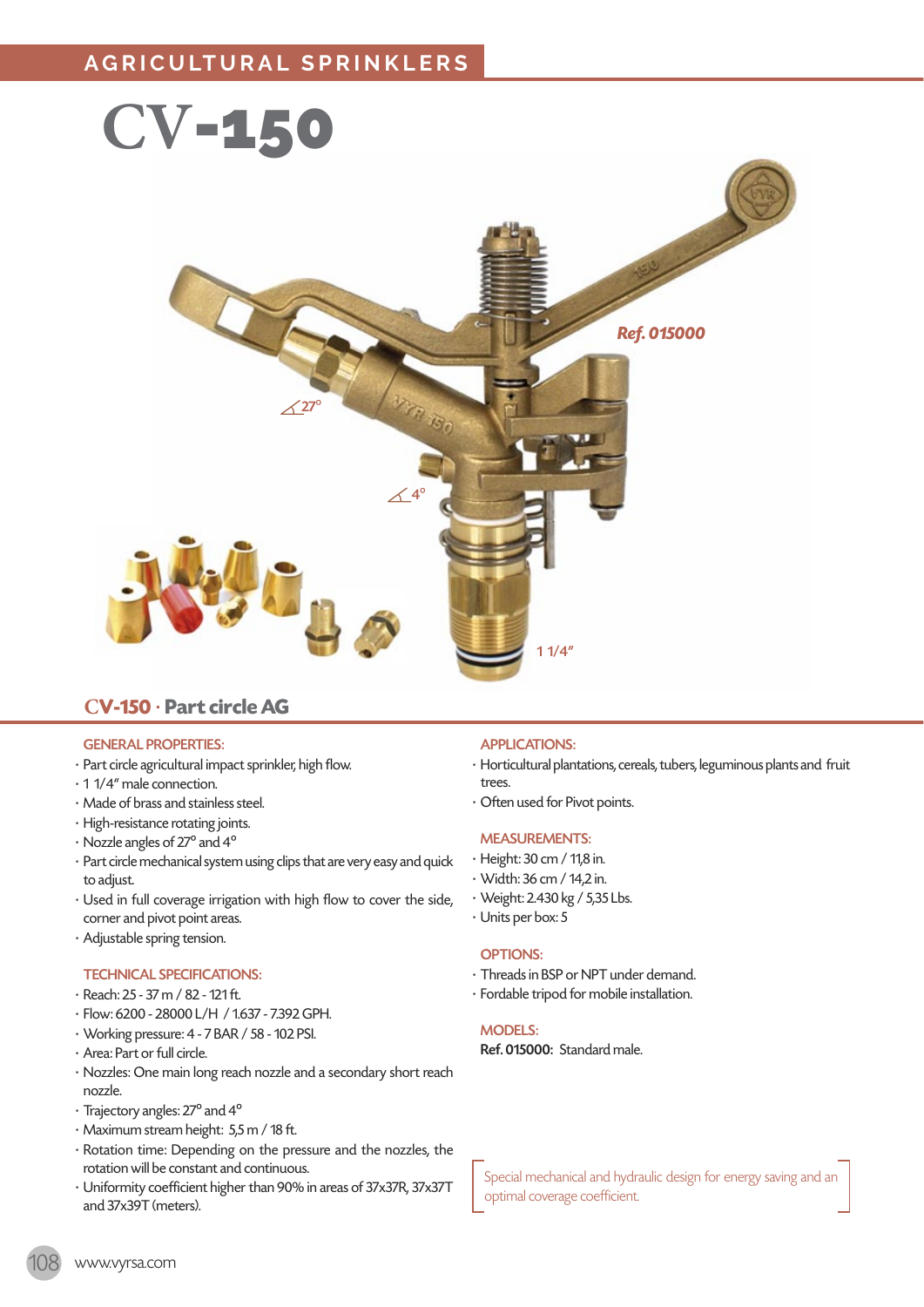AGRICULTURAL SPRINKLERS

# CV-150

Ref. 015000

∠27°

∠4°

1 1/4"

## CV-150 · Part circle AG

### GENERAL PROPERTIES:

- Part circle agricultural impact sprinkler, high flow.
- 1 1/4" male connection.
- Made of brass and stainless steel.
- High-resistance rotating joints.
- Nozzle angles of 27° and 4°
- Part circle mechanical system using clips that are very easy and quick to adjust.
- Used in full coverage irrigation with high flow to cover the side, corner and pivot point areas.
- Adjustable spring tension.

### TECHNICAL SPECIFICATIONS:

- Reach: 25 - 37 m / 82 - 121 ft.
- Flow: 6200 - 28000 L/H / 1.637 - 7.392 GPH.
- Working pressure: 4 - 7 BAR / 58 - 102 PSI.
- Area: Part or full circle.
- Nozzles: One main long reach nozzle and a secondary short reach nozzle.
- Trajectory angles: 27° and 4°
- Maximum stream height: 5,5 m / 18 ft.
- Rotation time: Depending on the pressure and the nozzles, the rotation will be constant and continuous.
- Uniformity coefficient higher than 90% in areas of 37x37R, 37x37T and 37x39T (meters).

### APPLICATIONS:

- Horticultural plantations, cereals, tubers, leguminous plants and fruit trees.
- Often used for Pivot points.

### MEASUREMENTS:

- Height: 30 cm / 11,8 in.
- Width: 36 cm / 14,2 in.
- Weight: 2.430 kg / 5,35 Lbs.
- Units per box: 5

### OPTIONS:

- Threads in BSP or NPT under demand.
- Fordable tripod for mobile installation.

### MODELS:

**Ref. 015000:** Standard male.

Special mechanical and hydraulic design for energy saving and an optimal coverage coefficient.

www.vyrsa.com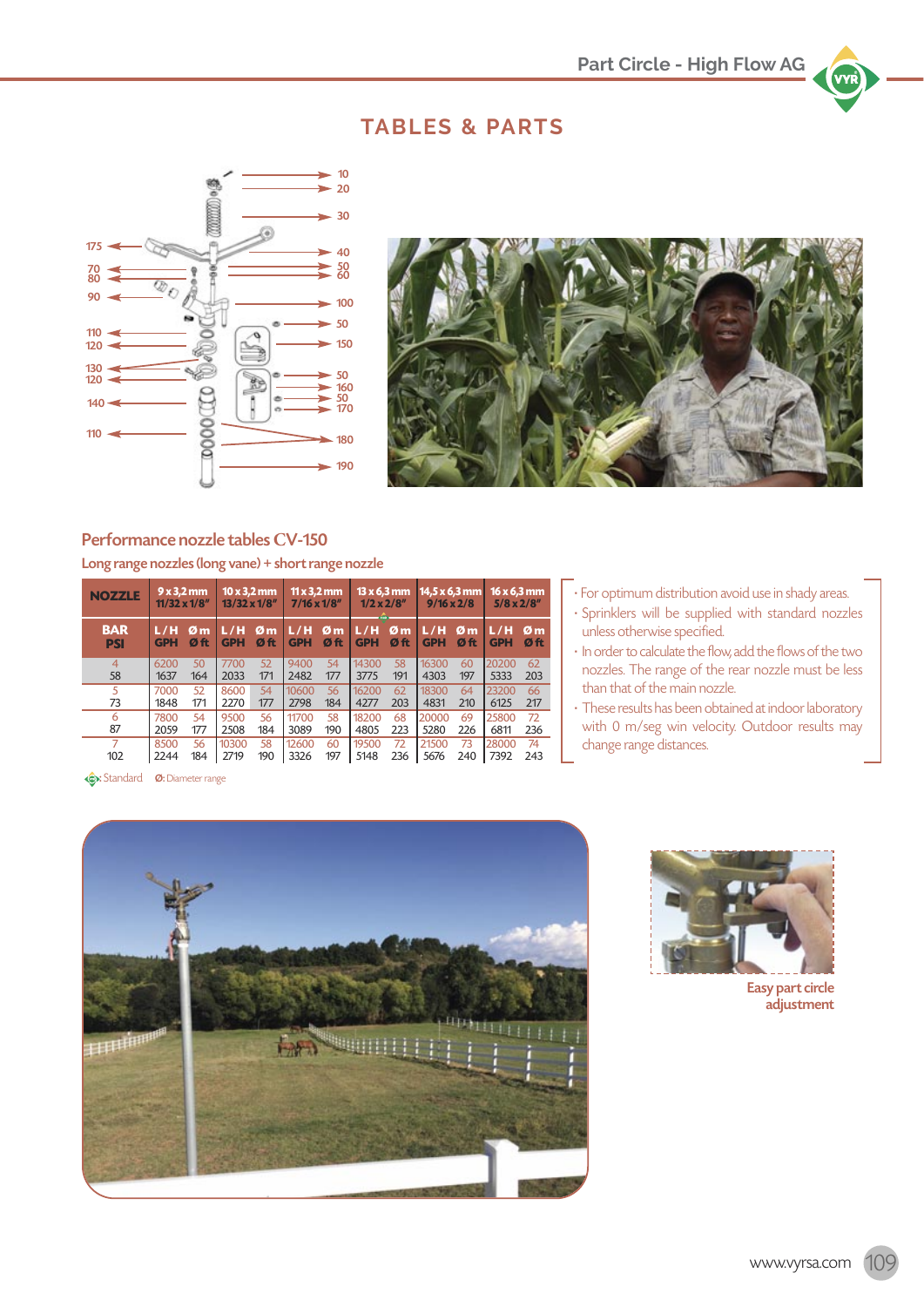## TABLES & PARTS

10
20
30
40
50
60
100
50
150
50
160
50
170
180
190
175
70
80
90
110
120
130
120
140
110

### Performance nozzle tables CV-150

Long range nozzles (long vane) + short range nozzle

| NOZZLE | 9 x 3,2 mm 11/32 x 1/8" | | 10 x 3,2 mm 13/32 x 1/8" | | 11 x 3,2 mm 7/16 x 1/8" | | 13 x 6,3 mm 1/2 x 2/8" | | 14,5 x 6,3 mm 9/16 x 2/8 | | 16 x 6,3 mm 5/8 x 2/8" | |
|---|---|---|---|---|---|---|---|---|---|---|---|---|
| BAR PSI | L/H GPH | Øm Øft | L/H GPH | Øm Øft | L/H GPH | Øm Øft | L/H GPH | Øm Øft | L/H GPH | Øm Øft | L/H GPH | Øm Øft |
| 4 58 | 6200 1637 | 50 164 | 7700 2033 | 52 171 | 9400 2482 | 54 177 | 14300 3775 | 58 191 | 16300 4303 | 60 197 | 20200 5333 | 62 203 |
| 5 73 | 7000 1848 | 52 171 | 8600 2270 | 54 177 | 10600 2798 | 56 184 | 16200 4277 | 62 203 | 18300 4831 | 64 210 | 23200 6125 | 66 217 |
| 6 87 | 7800 2059 | 54 177 | 9500 2508 | 56 184 | 11700 3089 | 58 190 | 18200 4805 | 68 223 | 20000 5280 | 69 226 | 25800 6811 | 72 236 |
| 7 102 | 8500 2244 | 56 184 | 10300 2719 | 58 190 | 12600 3326 | 60 197 | 19500 5148 | 72 236 | 21500 5676 | 73 240 | 28000 7392 | 74 243 |

: Standard Ø: Diameter range

- For optimum distribution avoid use in shady areas.
- Sprinklers will be supplied with standard nozzles unless otherwise specified.
- In order to calculate the flow, add the flows of the two nozzles. The range of the rear nozzle must be less than that of the main nozzle.
- These results has been obtained at indoor laboratory with 0 m/seg win velocity. Outdoor results may change range distances.

Easy part circle adjustment